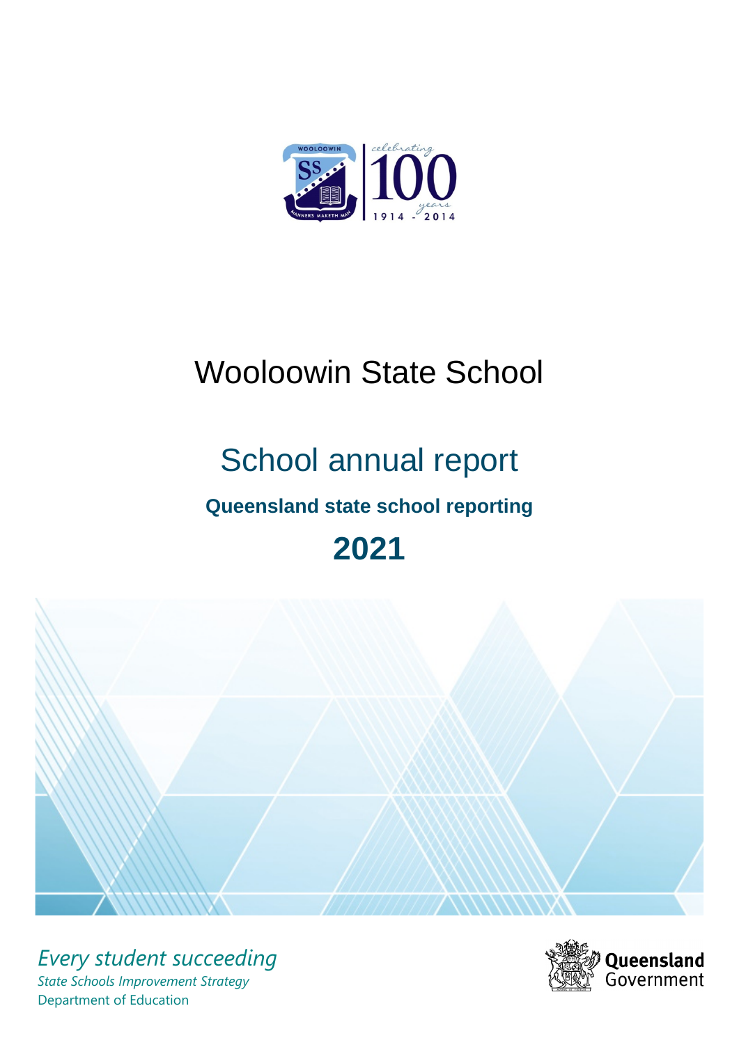# Wooloowin State School

## School annual report

### Queensland state school reporting

## 2021

*Every student succeeding*

*State Schools Improvement Strategy*

Department of Education

Queensland Government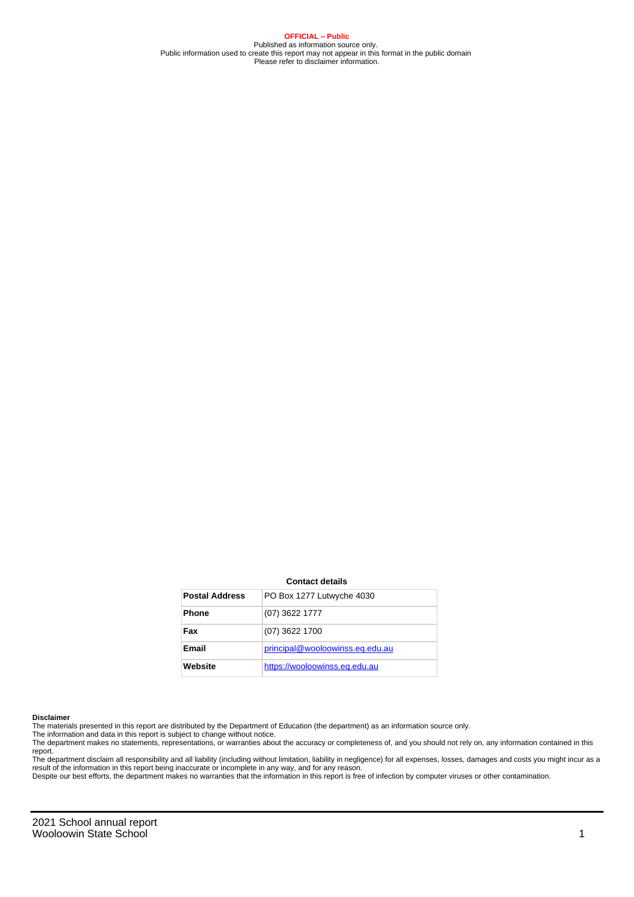**OFFICIAL – Public**

Published as information source only.
Public information used to create this report may not appear in this format in the public domain
Please refer to disclaimer information.

**Contact details**

| | |
|---|---|
| **Postal Address** | PO Box 1277 Lutwyche 4030 |
| **Phone** | (07) 3622 1777 |
| **Fax** | (07) 3622 1700 |
| **Email** | principal@wooloowinss.eq.edu.au |
| **Website** | https://wooloowinss.eq.edu.au |

**Disclaimer**

The materials presented in this report are distributed by the Department of Education (the department) as an information source only.

The information and data in this report is subject to change without notice.

The department makes no statements, representations, or warranties about the accuracy or completeness of, and you should not rely on, any information contained in this report.

The department disclaim all responsibility and all liability (including without limitation, liability in negligence) for all expenses, losses, damages and costs you might incur as a result of the information in this report being inaccurate or incomplete in any way, and for any reason.

Despite our best efforts, the department makes no warranties that the information in this report is free of infection by computer viruses or other contamination.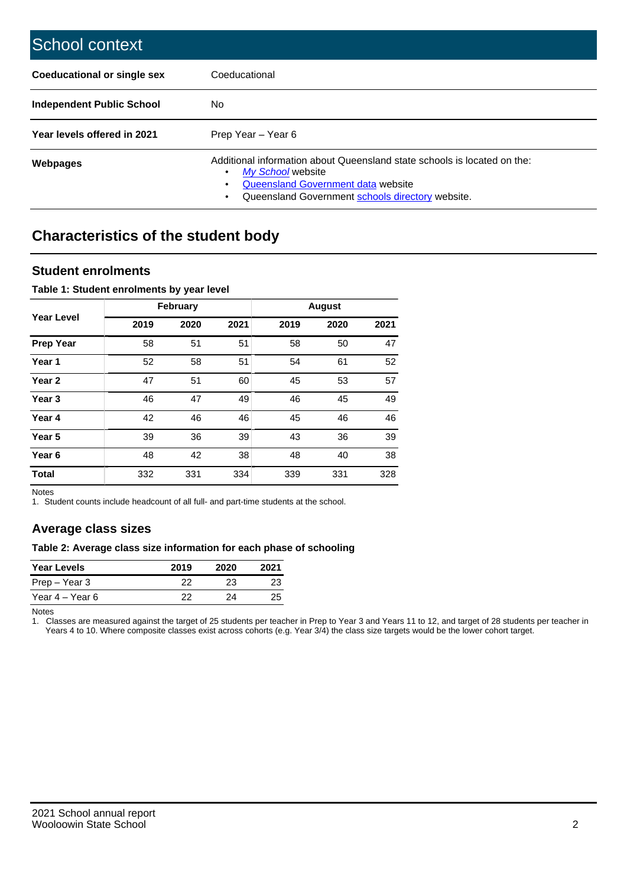# School context

| | |
|---|---|
| **Coeducational or single sex** | Coeducational |
| **Independent Public School** | No |
| **Year levels offered in 2021** | Prep Year – Year 6 |
| **Webpages** | Additional information about Queensland state schools is located on the: • *My School* website • Queensland Government data website • Queensland Government schools directory website. |

## Characteristics of the student body

### Student enrolments

**Table 1: Student enrolments by year level**

| Year Level | February | | | August | | |
|---|---|---|---|---|---|---|
| | 2019 | 2020 | 2021 | 2019 | 2020 | 2021 |
| **Prep Year** | 58 | 51 | 51 | 58 | 50 | 47 |
| **Year 1** | 52 | 58 | 51 | 54 | 61 | 52 |
| **Year 2** | 47 | 51 | 60 | 45 | 53 | 57 |
| **Year 3** | 46 | 47 | 49 | 46 | 45 | 49 |
| **Year 4** | 42 | 46 | 46 | 45 | 46 | 46 |
| **Year 5** | 39 | 36 | 39 | 43 | 36 | 39 |
| **Year 6** | 48 | 42 | 38 | 48 | 40 | 38 |
| **Total** | 332 | 331 | 334 | 339 | 331 | 328 |

Notes
1. Student counts include headcount of all full- and part-time students at the school.

### Average class sizes

**Table 2: Average class size information for each phase of schooling**

| Year Levels | 2019 | 2020 | 2021 |
|---|---|---|---|
| Prep – Year 3 | 22 | 23 | 23 |
| Year 4 – Year 6 | 22 | 24 | 25 |

Notes
1. Classes are measured against the target of 25 students per teacher in Prep to Year 3 and Years 11 to 12, and target of 28 students per teacher in Years 4 to 10. Where composite classes exist across cohorts (e.g. Year 3/4) the class size targets would be the lower cohort target.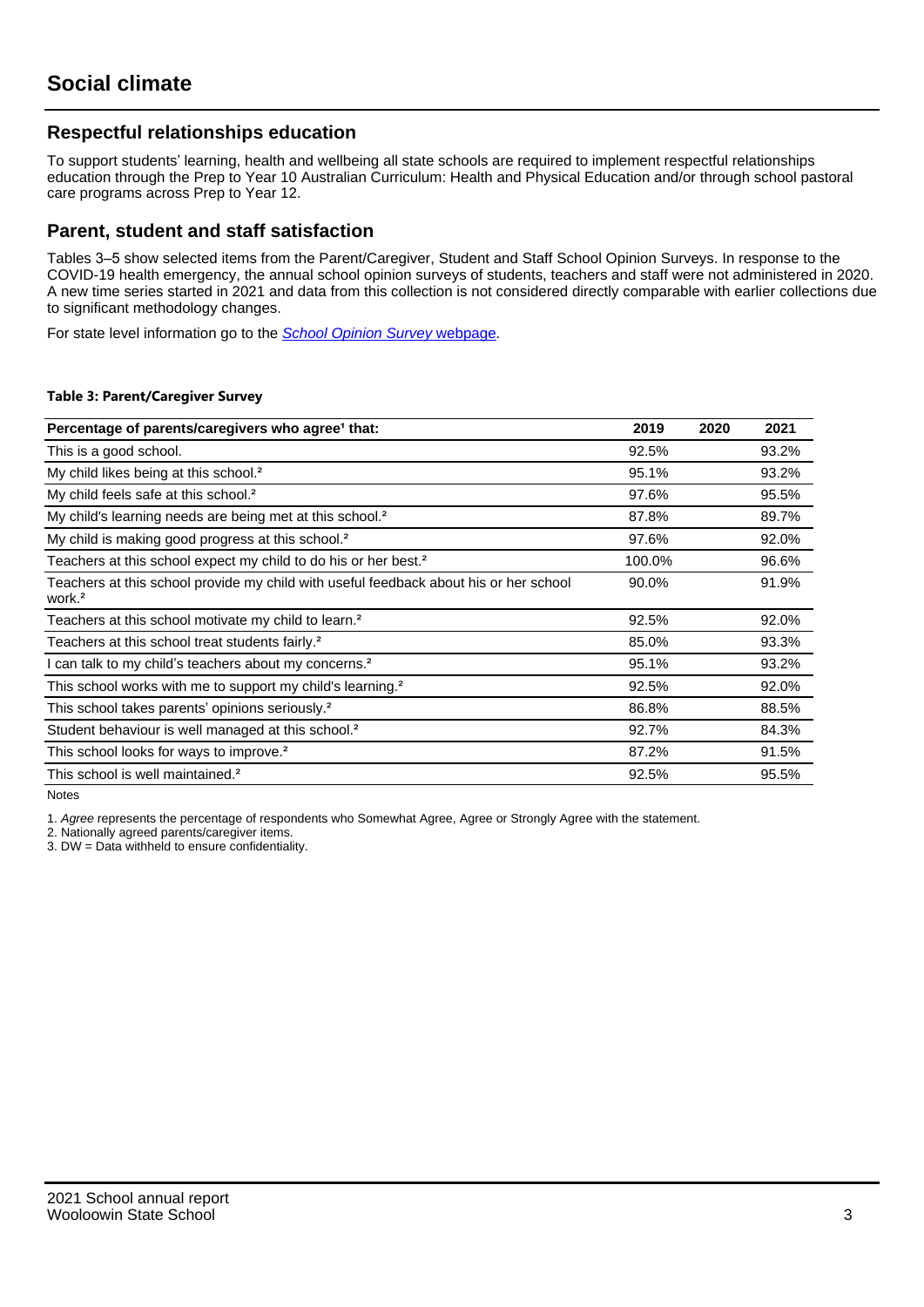# Social climate

## Respectful relationships education

To support students' learning, health and wellbeing all state schools are required to implement respectful relationships education through the Prep to Year 10 Australian Curriculum: Health and Physical Education and/or through school pastoral care programs across Prep to Year 12.

## Parent, student and staff satisfaction

Tables 3–5 show selected items from the Parent/Caregiver, Student and Staff School Opinion Surveys. In response to the COVID-19 health emergency, the annual school opinion surveys of students, teachers and staff were not administered in 2020. A new time series started in 2021 and data from this collection is not considered directly comparable with earlier collections due to significant methodology changes.

For state level information go to the *School Opinion Survey* webpage.

**Table 3: Parent/Caregiver Survey**

| Percentage of parents/caregivers who agree[1] that: | 2019 | 2020 | 2021 |
|---|---|---|---|
| This is a good school. | 92.5% | | 93.2% |
| My child likes being at this school.[2] | 95.1% | | 93.2% |
| My child feels safe at this school.[2] | 97.6% | | 95.5% |
| My child's learning needs are being met at this school.[2] | 87.8% | | 89.7% |
| My child is making good progress at this school.[2] | 97.6% | | 92.0% |
| Teachers at this school expect my child to do his or her best.[2] | 100.0% | | 96.6% |
| Teachers at this school provide my child with useful feedback about his or her school work.[2] | 90.0% | | 91.9% |
| Teachers at this school motivate my child to learn.[2] | 92.5% | | 92.0% |
| Teachers at this school treat students fairly.[2] | 85.0% | | 93.3% |
| I can talk to my child's teachers about my concerns.[2] | 95.1% | | 93.2% |
| This school works with me to support my child's learning.[2] | 92.5% | | 92.0% |
| This school takes parents' opinions seriously.[2] | 86.8% | | 88.5% |
| Student behaviour is well managed at this school.[2] | 92.7% | | 84.3% |
| This school looks for ways to improve.[2] | 87.2% | | 91.5% |
| This school is well maintained.[2] | 92.5% | | 95.5% |

Notes

1. *Agree* represents the percentage of respondents who Somewhat Agree, Agree or Strongly Agree with the statement.
2. Nationally agreed parents/caregiver items.
3. DW = Data withheld to ensure confidentiality.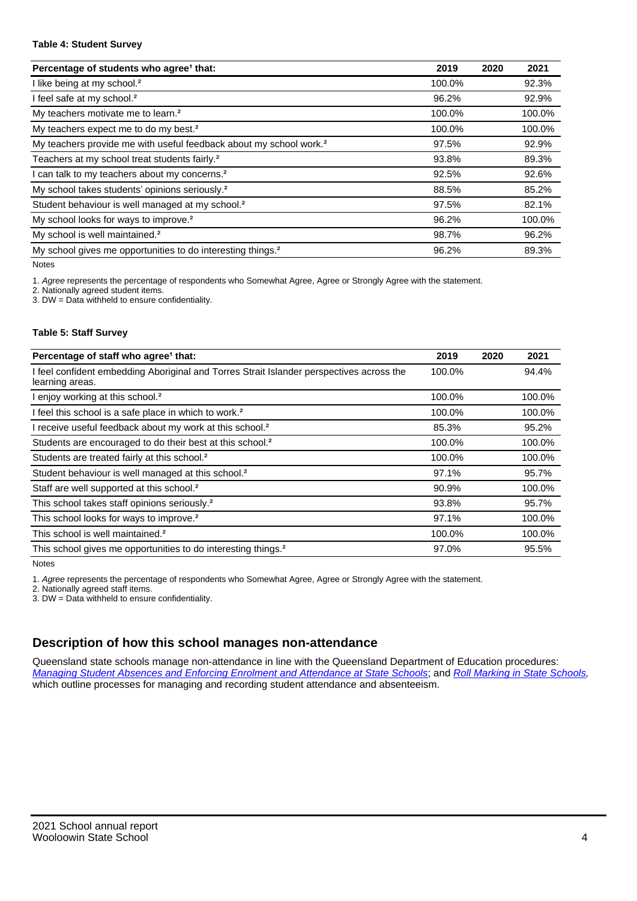**Table 4: Student Survey**

| Percentage of students who agree[1] that: | 2019 | 2020 | 2021 |
|---|---|---|---|
| I like being at my school.[2] | 100.0% | | 92.3% |
| I feel safe at my school.[2] | 96.2% | | 92.9% |
| My teachers motivate me to learn.[2] | 100.0% | | 100.0% |
| My teachers expect me to do my best.[2] | 100.0% | | 100.0% |
| My teachers provide me with useful feedback about my school work.[2] | 97.5% | | 92.9% |
| Teachers at my school treat students fairly.[2] | 93.8% | | 89.3% |
| I can talk to my teachers about my concerns.[2] | 92.5% | | 92.6% |
| My school takes students' opinions seriously.[2] | 88.5% | | 85.2% |
| Student behaviour is well managed at my school.[2] | 97.5% | | 82.1% |
| My school looks for ways to improve.[2] | 96.2% | | 100.0% |
| My school is well maintained.[2] | 98.7% | | 96.2% |
| My school gives me opportunities to do interesting things.[2] | 96.2% | | 89.3% |

Notes

1. *Agree* represents the percentage of respondents who Somewhat Agree, Agree or Strongly Agree with the statement.
2. Nationally agreed student items.
3. DW = Data withheld to ensure confidentiality.

**Table 5: Staff Survey**

| Percentage of staff who agree[1] that: | 2019 | 2020 | 2021 |
|---|---|---|---|
| I feel confident embedding Aboriginal and Torres Strait Islander perspectives across the learning areas. | 100.0% | | 94.4% |
| I enjoy working at this school.[2] | 100.0% | | 100.0% |
| I feel this school is a safe place in which to work.[2] | 100.0% | | 100.0% |
| I receive useful feedback about my work at this school.[2] | 85.3% | | 95.2% |
| Students are encouraged to do their best at this school.[2] | 100.0% | | 100.0% |
| Students are treated fairly at this school.[2] | 100.0% | | 100.0% |
| Student behaviour is well managed at this school.[2] | 97.1% | | 95.7% |
| Staff are well supported at this school.[2] | 90.9% | | 100.0% |
| This school takes staff opinions seriously.[2] | 93.8% | | 95.7% |
| This school looks for ways to improve.[2] | 97.1% | | 100.0% |
| This school is well maintained.[2] | 100.0% | | 100.0% |
| This school gives me opportunities to do interesting things.[2] | 97.0% | | 95.5% |

Notes

1. *Agree* represents the percentage of respondents who Somewhat Agree, Agree or Strongly Agree with the statement.
2. Nationally agreed staff items.
3. DW = Data withheld to ensure confidentiality.

## Description of how this school manages non-attendance

Queensland state schools manage non-attendance in line with the Queensland Department of Education procedures: *Managing Student Absences and Enforcing Enrolment and Attendance at State Schools*; and *Roll Marking in State Schools*, which outline processes for managing and recording student attendance and absenteeism.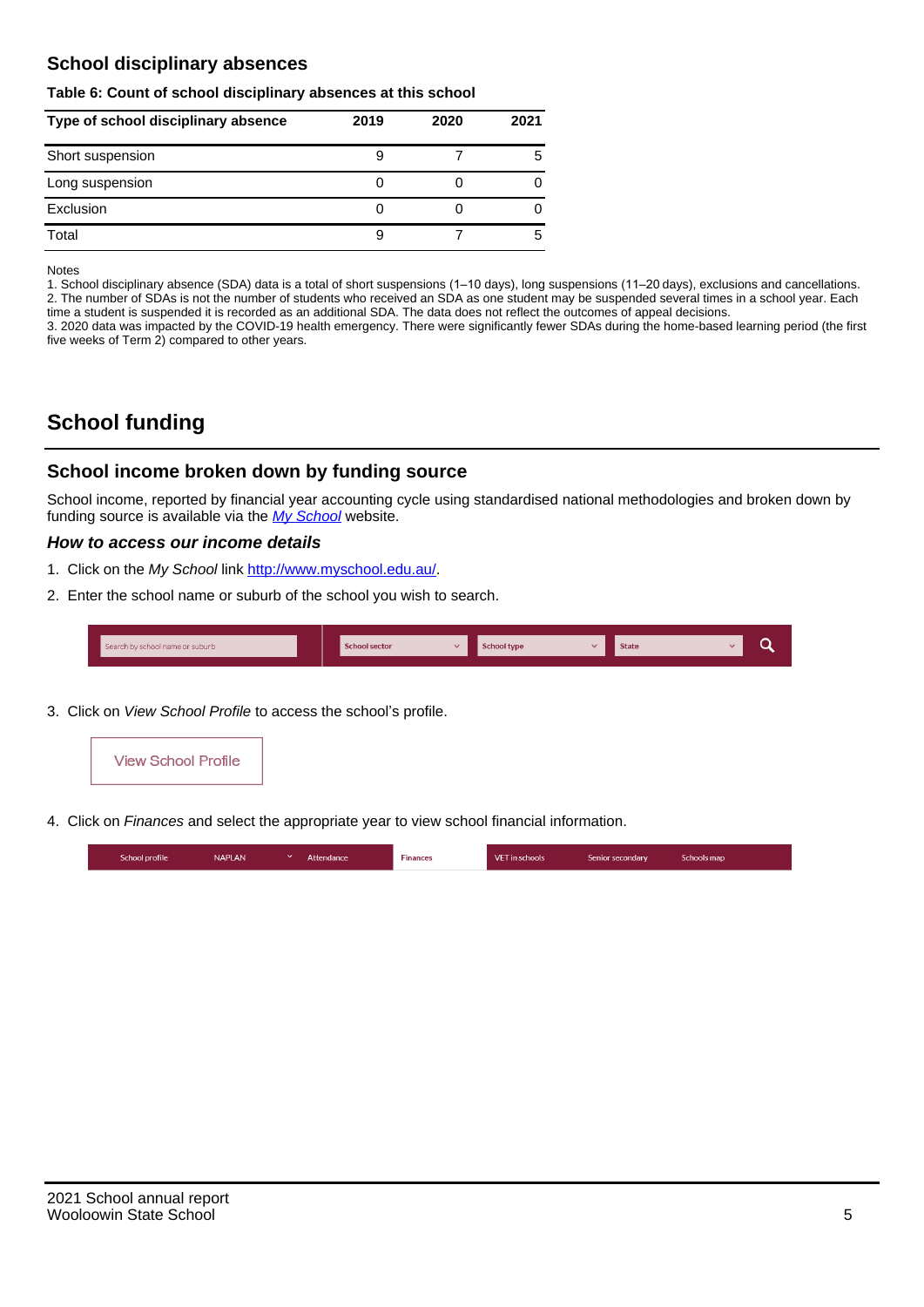## School disciplinary absences

**Table 6: Count of school disciplinary absences at this school**

| Type of school disciplinary absence | 2019 | 2020 | 2021 |
|---|---|---|---|
| Short suspension | 9 | 7 | 5 |
| Long suspension | 0 | 0 | 0 |
| Exclusion | 0 | 0 | 0 |
| Total | 9 | 7 | 5 |

Notes

1. School disciplinary absence (SDA) data is a total of short suspensions (1–10 days), long suspensions (11–20 days), exclusions and cancellations.
2. The number of SDAs is not the number of students who received an SDA as one student may be suspended several times in a school year. Each time a student is suspended it is recorded as an additional SDA. The data does not reflect the outcomes of appeal decisions.
3. 2020 data was impacted by the COVID-19 health emergency. There were significantly fewer SDAs during the home-based learning period (the first five weeks of Term 2) compared to other years.

# School funding

## School income broken down by funding source

School income, reported by financial year accounting cycle using standardised national methodologies and broken down by funding source is available via the *My School* website.

### *How to access our income details*

1. Click on the *My School* link http://www.myschool.edu.au/.
2. Enter the school name or suburb of the school you wish to search.

Search by school name or suburb | School sector | School type | State

3. Click on *View School Profile* to access the school's profile.

View School Profile

4. Click on *Finances* and select the appropriate year to view school financial information.

School profile | NAPLAN | Attendance | Finances | VET in schools | Senior secondary | Schools map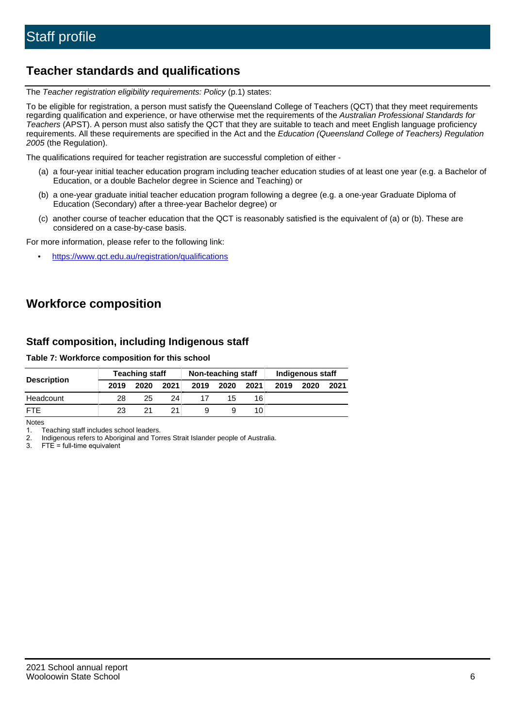# Staff profile

## Teacher standards and qualifications

The *Teacher registration eligibility requirements: Policy* (p.1) states:

To be eligible for registration, a person must satisfy the Queensland College of Teachers (QCT) that they meet requirements regarding qualification and experience, or have otherwise met the requirements of the *Australian Professional Standards for Teachers* (APST). A person must also satisfy the QCT that they are suitable to teach and meet English language proficiency requirements. All these requirements are specified in the Act and the *Education (Queensland College of Teachers) Regulation 2005* (the Regulation).

The qualifications required for teacher registration are successful completion of either -

(a) a four-year initial teacher education program including teacher education studies of at least one year (e.g. a Bachelor of Education, or a double Bachelor degree in Science and Teaching) or

(b) a one-year graduate initial teacher education program following a degree (e.g. a one-year Graduate Diploma of Education (Secondary) after a three-year Bachelor degree) or

(c) another course of teacher education that the QCT is reasonably satisfied is the equivalent of (a) or (b). These are considered on a case-by-case basis.

For more information, please refer to the following link:

- https://www.qct.edu.au/registration/qualifications

## Workforce composition

### Staff composition, including Indigenous staff

**Table 7: Workforce composition for this school**

| Description | Teaching staff | | | Non-teaching staff | | | Indigenous staff | | |
|---|---|---|---|---|---|---|---|---|---|
| | 2019 | 2020 | 2021 | 2019 | 2020 | 2021 | 2019 | 2020 | 2021 |
| Headcount | 28 | 25 | 24 | 17 | 15 | 16 | | | |
| FTE | 23 | 21 | 21 | 9 | 9 | 10 | | | |

Notes

1. Teaching staff includes school leaders.
2. Indigenous refers to Aboriginal and Torres Strait Islander people of Australia.
3. FTE = full-time equivalent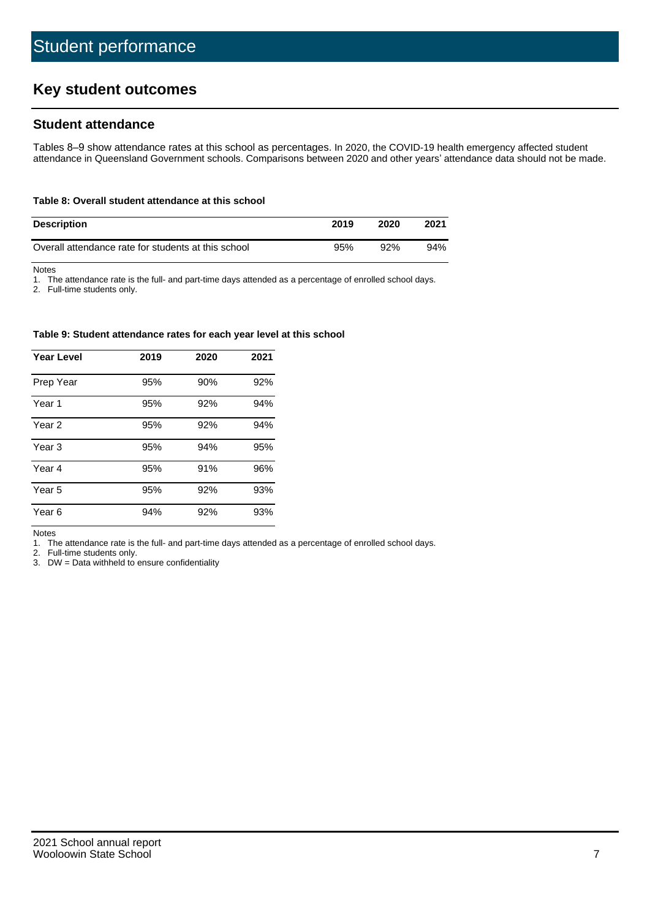# Student performance

## Key student outcomes

### Student attendance

Tables 8–9 show attendance rates at this school as percentages. In 2020, the COVID-19 health emergency affected student attendance in Queensland Government schools. Comparisons between 2020 and other years' attendance data should not be made.

**Table 8: Overall student attendance at this school**

| Description | 2019 | 2020 | 2021 |
|---|---|---|---|
| Overall attendance rate for students at this school | 95% | 92% | 94% |

Notes

1. The attendance rate is the full- and part-time days attended as a percentage of enrolled school days.
2. Full-time students only.

**Table 9: Student attendance rates for each year level at this school**

| Year Level | 2019 | 2020 | 2021 |
|---|---|---|---|
| Prep Year | 95% | 90% | 92% |
| Year 1 | 95% | 92% | 94% |
| Year 2 | 95% | 92% | 94% |
| Year 3 | 95% | 94% | 95% |
| Year 4 | 95% | 91% | 96% |
| Year 5 | 95% | 92% | 93% |
| Year 6 | 94% | 92% | 93% |

Notes

1. The attendance rate is the full- and part-time days attended as a percentage of enrolled school days.
2. Full-time students only.
3. DW = Data withheld to ensure confidentiality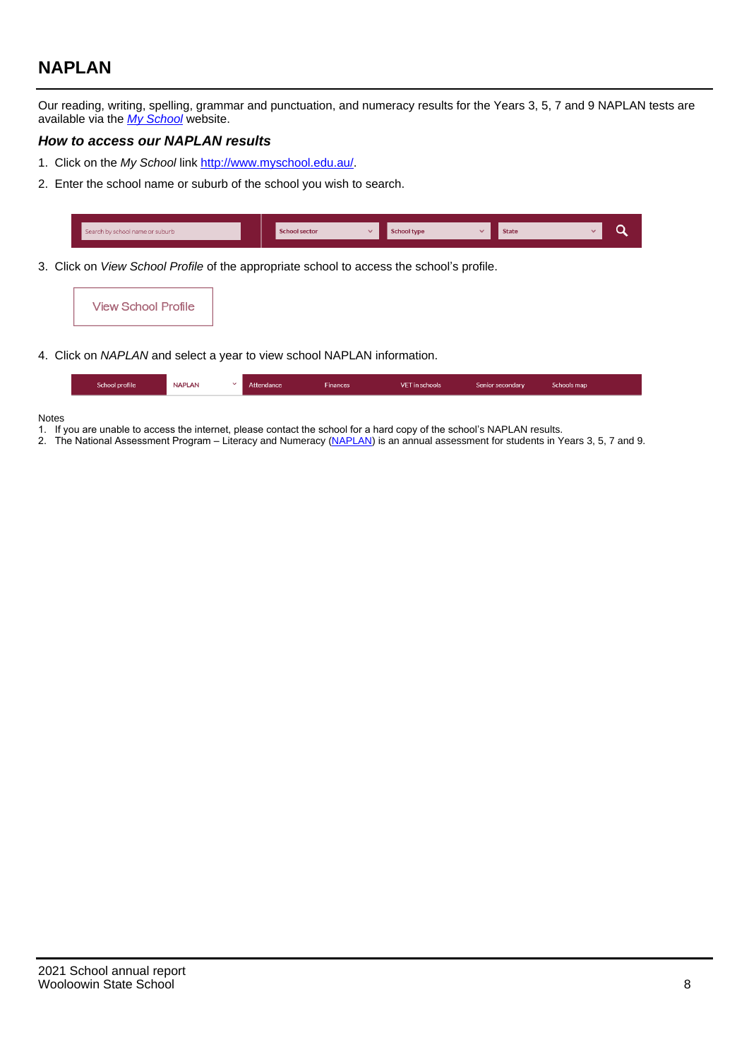## NAPLAN

Our reading, writing, spelling, grammar and punctuation, and numeracy results for the Years 3, 5, 7 and 9 NAPLAN tests are available via the *My School* website.

### *How to access our NAPLAN results*

1. Click on the *My School* link http://www.myschool.edu.au/.
2. Enter the school name or suburb of the school you wish to search.

Search by school name or suburb | School sector | School type | State

3. Click on *View School Profile* of the appropriate school to access the school's profile.

View School Profile

4. Click on *NAPLAN* and select a year to view school NAPLAN information.

School profile | NAPLAN | Attendance | Finances | VET in schools | Senior secondary | Schools map

Notes
1. If you are unable to access the internet, please contact the school for a hard copy of the school's NAPLAN results.
2. The National Assessment Program – Literacy and Numeracy (NAPLAN) is an annual assessment for students in Years 3, 5, 7 and 9.